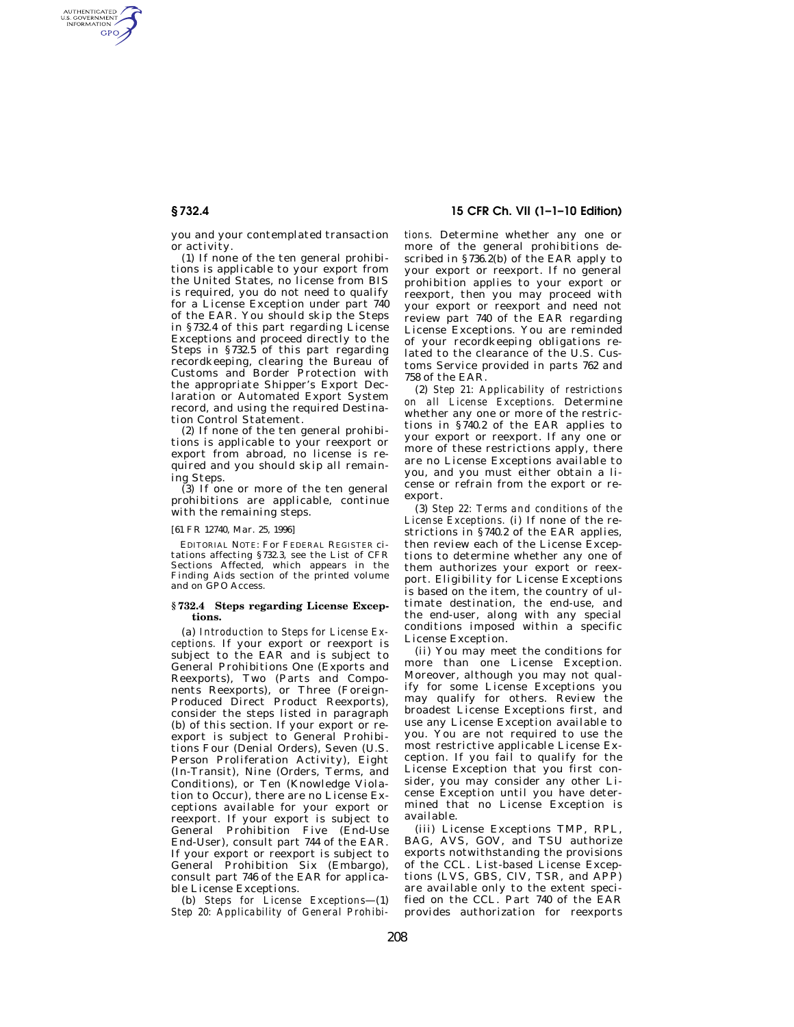you and your contemplated transaction or activity.

(1) If none of the ten general prohibitions is applicable to your export from the United States, no license from BIS is required, you do not need to qualify for a License Exception under part 740 of the EAR. You should skip the Steps in §732.4 of this part regarding License Exceptions and proceed directly to the Steps in §732.5 of this part regarding recordkeeping, clearing the Bureau of Customs and Border Protection with the appropriate Shipper's Export Declaration or Automated Export System record, and using the required Destination Control Statement.

(2) If none of the ten general prohibitions is applicable to your reexport or export from abroad, no license is required and you should skip all remaining Steps.

(3) If one or more of the ten general prohibitions are applicable, continue with the remaining steps.

[61 FR 12740, Mar. 25, 1996]

EDITORIAL NOTE: For FEDERAL REGISTER citations affecting §732.3, see the List of CFR Sections Affected, which appears in the Finding Aids section of the printed volume and on GPO Access.

### §732.4 Steps regarding License Exceptions.

(a) *Introduction to Steps for License Exceptions.* If your export or reexport is subject to the EAR and is subject to General Prohibitions One (Exports and Reexports), Two (Parts and Components Reexports), or Three (Foreign-Produced Direct Product Reexports), consider the steps listed in paragraph (b) of this section. If your export or reexport is subject to General Prohibitions Four (Denial Orders), Seven (U.S. Person Proliferation Activity), Eight (In-Transit), Nine (Orders, Terms, and Conditions), or Ten (Knowledge Violation to Occur), there are no License Exceptions available for your export or reexport. If your export is subject to General Prohibition Five (End-Use End-User), consult part 744 of the EAR. If your export or reexport is subject to General Prohibition Six (Embargo), consult part 746 of the EAR for applicable License Exceptions.

(b) *Steps for License Exceptions*—(1) *Step 20: Applicability of General Prohibitions.* Determine whether any one or more of the general prohibitions described in §736.2(b) of the EAR apply to your export or reexport. If no general prohibition applies to your export or reexport, then you may proceed with your export or reexport and need not review part 740 of the EAR regarding License Exceptions. You are reminded of your recordkeeping obligations related to the clearance of the U.S. Customs Service provided in parts 762 and 758 of the EAR.

(2) *Step 21: Applicability of restrictions on all License Exceptions.* Determine whether any one or more of the restrictions in §740.2 of the EAR applies to your export or reexport. If any one or more of these restrictions apply, there are no License Exceptions available to you, and you must either obtain a license or refrain from the export or reexport.

(3) *Step 22: Terms and conditions of the License Exceptions.* (i) If none of the restrictions in §740.2 of the EAR applies, then review each of the License Exceptions to determine whether any one of them authorizes your export or reexport. Eligibility for License Exceptions is based on the item, the country of ultimate destination, the end-use, and the end-user, along with any special conditions imposed within a specific License Exception.

(ii) You may meet the conditions for more than one License Exception. Moreover, although you may not qualify for some License Exceptions you may qualify for others. Review the broadest License Exceptions first, and use any License Exception available to you. You are not required to use the most restrictive applicable License Exception. If you fail to qualify for the License Exception that you first consider, you may consider any other License Exception until you have determined that no License Exception is available.

(iii) License Exceptions TMP, RPL, BAG, AVS, GOV, and TSU authorize exports notwithstanding the provisions of the CCL. List-based License Exceptions (LVS, GBS, CIV, TSR, and APP) are available only to the extent specified on the CCL. Part 740 of the EAR provides authorization for reexports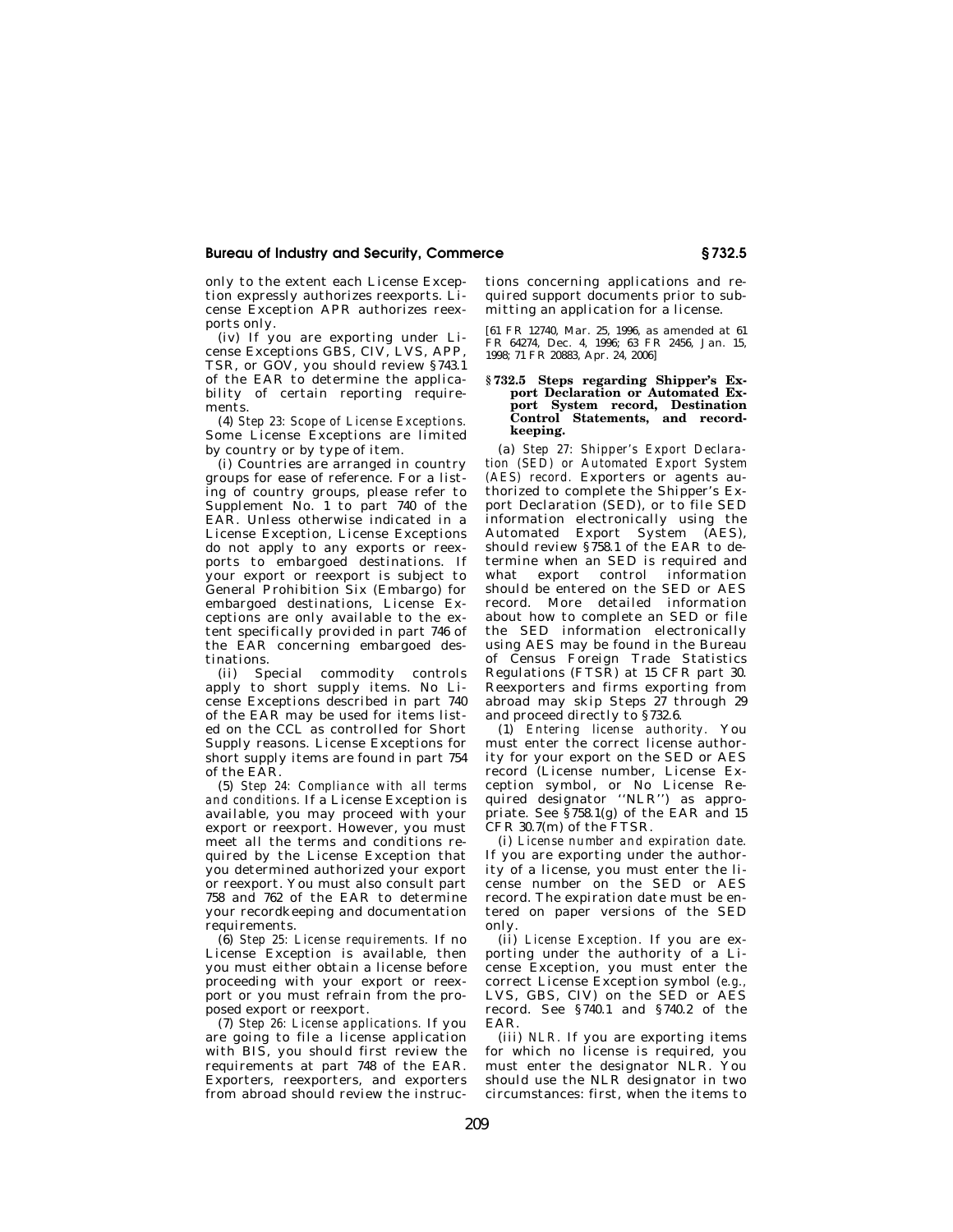only to the extent each License Exception expressly authorizes reexports. License Exception APR authorizes reexports only.

(iv) If you are exporting under License Exceptions GBS, CIV, LVS, APP, TSR, or GOV, you should review §743.1 of the EAR to determine the applicability of certain reporting requirements.

(4) *Step 23: Scope of License Exceptions.* Some License Exceptions are limited by country or by type of item.

(i) Countries are arranged in country groups for ease of reference. For a listing of country groups, please refer to Supplement No. 1 to part 740 of the EAR. Unless otherwise indicated in a License Exception, License Exceptions do not apply to any exports or reexports to embargoed destinations. If your export or reexport is subject to General Prohibition Six (Embargo) for embargoed destinations, License Exceptions are only available to the extent specifically provided in part 746 of the EAR concerning embargoed destinations.

(ii) Special commodity controls apply to short supply items. No License Exceptions described in part 740 of the EAR may be used for items listed on the CCL as controlled for Short Supply reasons. License Exceptions for short supply items are found in part 754 of the EAR.

(5) *Step 24: Compliance with all terms and conditions.* If a License Exception is available, you may proceed with your export or reexport. However, you must meet all the terms and conditions required by the License Exception that you determined authorized your export or reexport. You must also consult part 758 and 762 of the EAR to determine your recordkeeping and documentation requirements.

(6) *Step 25: License requirements.* If no License Exception is available, then you must either obtain a license before proceeding with your export or reexport or you must refrain from the proposed export or reexport.

(7) *Step 26: License applications.* If you are going to file a license application with BIS, you should first review the requirements at part 748 of the EAR. Exporters, reexporters, and exporters from abroad should review the instructions concerning applications and required support documents prior to submitting an application for a license.

[61 FR 12740, Mar. 25, 1996, as amended at 61 FR 64274, Dec. 4, 1996; 63 FR 2456, Jan. 15, 1998; 71 FR 20883, Apr. 24, 2006]

## §732.5 Steps regarding Shipper's Export Declaration or Automated Export System record, Destination Control Statements, and recordkeeping.

(a) *Step 27: Shipper's Export Declaration (SED) or Automated Export System (AES) record.* Exporters or agents authorized to complete the Shipper's Export Declaration (SED), or to file SED information electronically using the Automated Export System (AES), should review §758.1 of the EAR to determine when an SED is required and what export control information should be entered on the SED or AES record. More detailed information about how to complete an SED or file the SED information electronically using AES may be found in the Bureau of Census Foreign Trade Statistics Regulations (FTSR) at 15 CFR part 30. Reexporters and firms exporting from abroad may skip Steps 27 through 29 and proceed directly to §732.6.

(1) *Entering license authority.* You must enter the correct license authority for your export on the SED or AES record (License number, License Exception symbol, or No License Required designator ''NLR'') as appropriate. See §758.1(g) of the EAR and 15 CFR 30.7(m) of the FTSR.

(i) *License number and expiration date.* If you are exporting under the authority of a license, you must enter the license number on the SED or AES record. The expiration date must be entered on paper versions of the SED only.

(ii) *License Exception.* If you are exporting under the authority of a License Exception, you must enter the correct License Exception symbol (*e.g.*, LVS, GBS, CIV) on the SED or AES record. See §740.1 and §740.2 of the EAR.

(iii) *NLR.* If you are exporting items for which no license is required, you must enter the designator NLR. You should use the NLR designator in two circumstances: first, when the items to